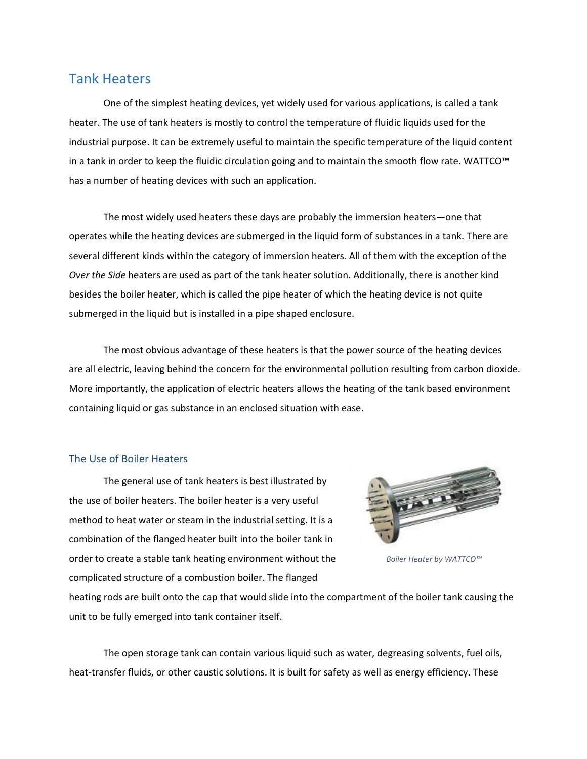## Tank Heaters

One of the simplest heating devices, yet widely used for various applications, is called a tank heater. The use of tank heaters is mostly to control the temperature of fluidic liquids used for the industrial purpose. It can be extremely useful to maintain the specific temperature of the liquid content in a tank in order to keep the fluidic circulation going and to maintain the smooth flow rate. WATTCO™ has a number of heating devices with such an application.

The most widely used heaters these days are probably the immersion heaters—one that operates while the heating devices are submerged in the liquid form of substances in a tank. There are several different kinds within the category of immersion heaters. All of them with the exception of the *Over the Side* heaters are used as part of the tank heater solution. Additionally, there is another kind besides the boiler heater, which is called the pipe heater of which the heating device is not quite submerged in the liquid but is installed in a pipe shaped enclosure.

The most obvious advantage of these heaters is that the power source of the heating devices are all electric, leaving behind the concern for the environmental pollution resulting from carbon dioxide. More importantly, the application of electric heaters allows the heating of the tank based environment containing liquid or gas substance in an enclosed situation with ease.

### The Use of Boiler Heaters

The general use of tank heaters is best illustrated by the use of boiler heaters. The boiler heater is a very useful method to heat water or steam in the industrial setting. It is a combination of the flanged heater built into the boiler tank in order to create a stable tank heating environment without the complicated structure of a combustion boiler. The flanged heating rods are built onto the cap that would slide into the compartment of the boiler tank causing the unit to be fully emerged into tank container itself.

*Boiler Heater by WATTCO™*

The open storage tank can contain various liquid such as water, degreasing solvents, fuel oils, heat-transfer fluids, or other caustic solutions. It is built for safety as well as energy efficiency. These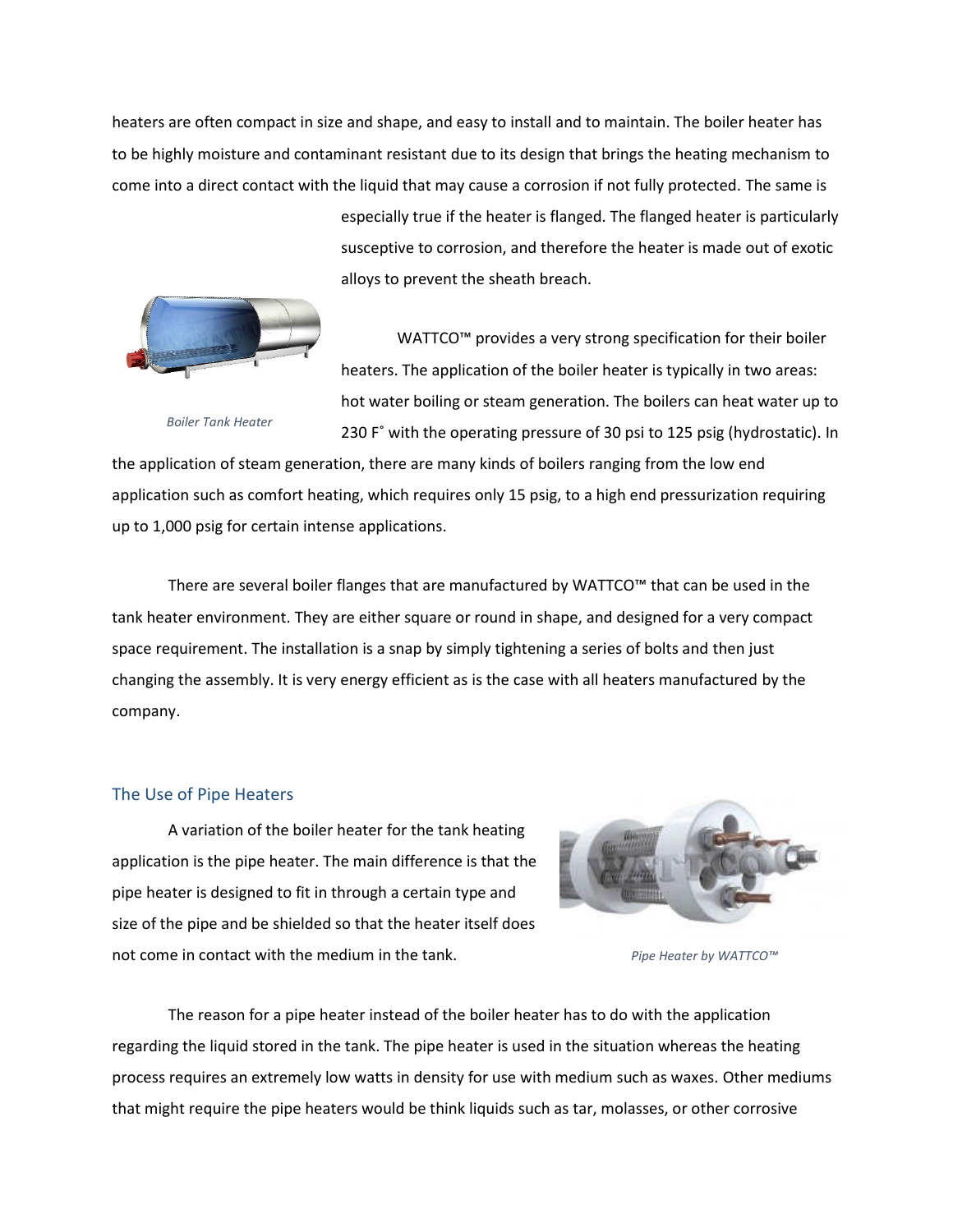heaters are often compact in size and shape, and easy to install and to maintain. The boiler heater has to be highly moisture and contaminant resistant due to its design that brings the heating mechanism to come into a direct contact with the liquid that may cause a corrosion if not fully protected. The same is especially true if the heater is flanged. The flanged heater is particularly susceptive to corrosion, and therefore the heater is made out of exotic alloys to prevent the sheath breach.

*Boiler Tank Heater*

WATTCO™ provides a very strong specification for their boiler heaters. The application of the boiler heater is typically in two areas: hot water boiling or steam generation. The boilers can heat water up to 230 F˚ with the operating pressure of 30 psi to 125 psig (hydrostatic). In the application of steam generation, there are many kinds of boilers ranging from the low end application such as comfort heating, which requires only 15 psig, to a high end pressurization requiring up to 1,000 psig for certain intense applications.

There are several boiler flanges that are manufactured by WATTCO™ that can be used in the tank heater environment. They are either square or round in shape, and designed for a very compact space requirement. The installation is a snap by simply tightening a series of bolts and then just changing the assembly. It is very energy efficient as is the case with all heaters manufactured by the company.

## The Use of Pipe Heaters

A variation of the boiler heater for the tank heating application is the pipe heater. The main difference is that the pipe heater is designed to fit in through a certain type and size of the pipe and be shielded so that the heater itself does not come in contact with the medium in the tank.

*Pipe Heater by WATTCO™*

The reason for a pipe heater instead of the boiler heater has to do with the application regarding the liquid stored in the tank. The pipe heater is used in the situation whereas the heating process requires an extremely low watts in density for use with medium such as waxes. Other mediums that might require the pipe heaters would be think liquids such as tar, molasses, or other corrosive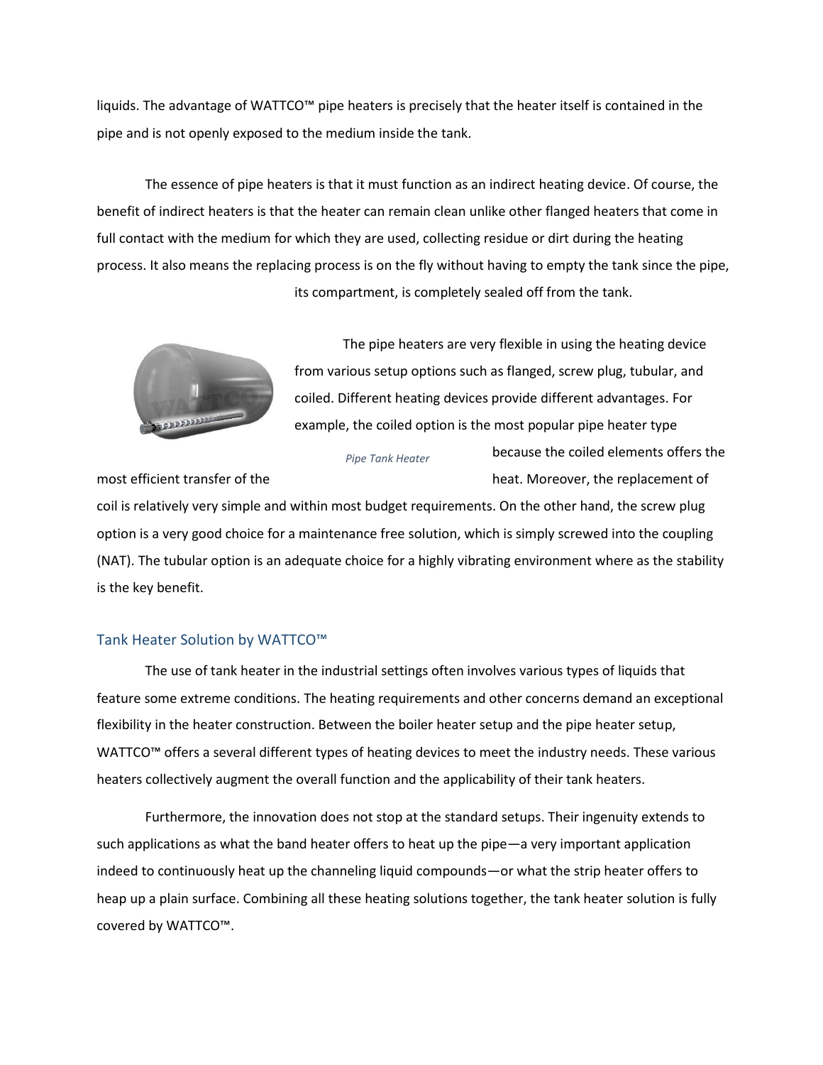liquids. The advantage of WATTCO™ pipe heaters is precisely that the heater itself is contained in the pipe and is not openly exposed to the medium inside the tank.

The essence of pipe heaters is that it must function as an indirect heating device. Of course, the benefit of indirect heaters is that the heater can remain clean unlike other flanged heaters that come in full contact with the medium for which they are used, collecting residue or dirt during the heating process. It also means the replacing process is on the fly without having to empty the tank since the pipe, its compartment, is completely sealed off from the tank.

The pipe heaters are very flexible in using the heating device from various setup options such as flanged, screw plug, tubular, and coiled. Different heating devices provide different advantages. For example, the coiled option is the most popular pipe heater type because the coiled elements offers the most efficient transfer of the heat. Moreover, the replacement of coil is relatively very simple and within most budget requirements. On the other hand, the screw plug option is a very good choice for a maintenance free solution, which is simply screwed into the coupling (NAT). The tubular option is an adequate choice for a highly vibrating environment where as the stability is the key benefit.

*Pipe Tank Heater*

## Tank Heater Solution by WATTCO™

The use of tank heater in the industrial settings often involves various types of liquids that feature some extreme conditions. The heating requirements and other concerns demand an exceptional flexibility in the heater construction. Between the boiler heater setup and the pipe heater setup, WATTCO™ offers a several different types of heating devices to meet the industry needs. These various heaters collectively augment the overall function and the applicability of their tank heaters.

Furthermore, the innovation does not stop at the standard setups. Their ingenuity extends to such applications as what the band heater offers to heat up the pipe—a very important application indeed to continuously heat up the channeling liquid compounds—or what the strip heater offers to heap up a plain surface. Combining all these heating solutions together, the tank heater solution is fully covered by WATTCO™.